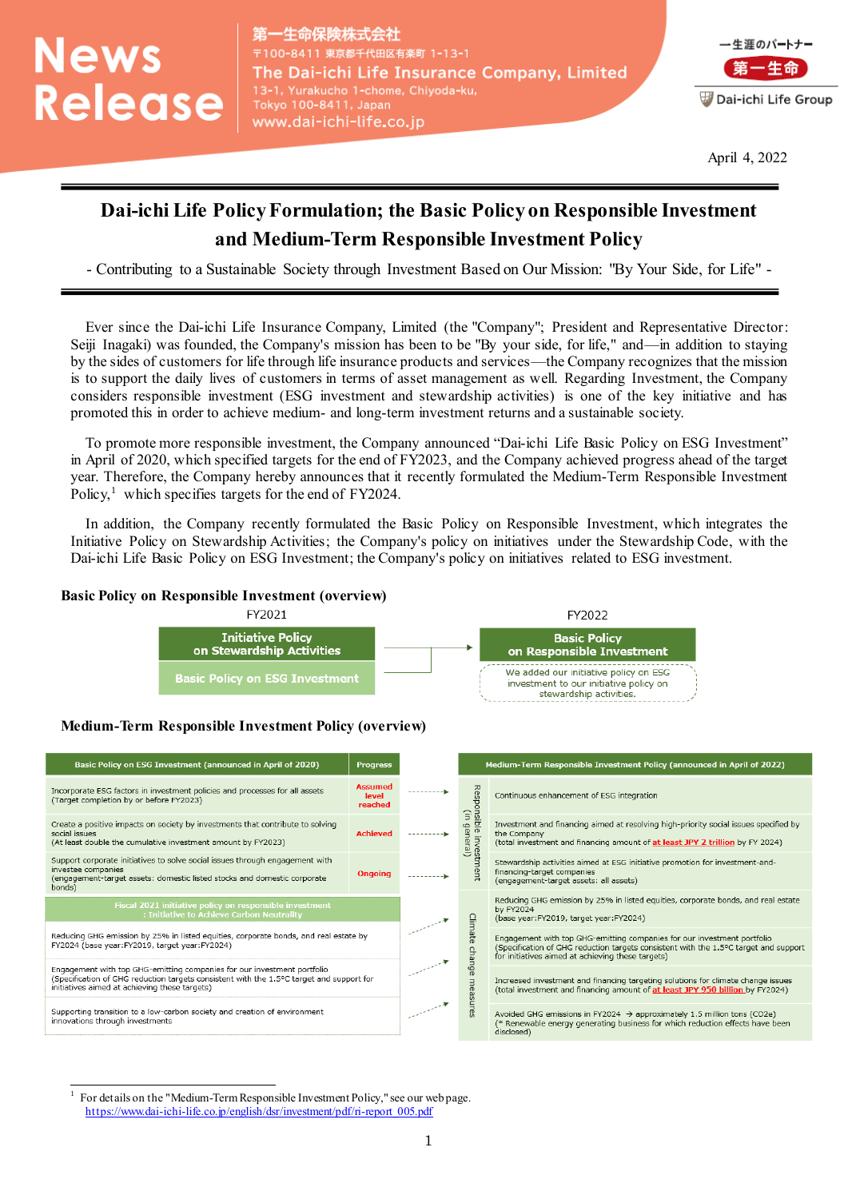News Release

第一生命保険株式会社
〒100-8411 東京都千代田区有楽町 1-13-1
The Dai-ichi Life Insurance Company, Limited
13-1, Yurakucho 1-chome, Chiyoda-ku,
Tokyo 100-8411, Japan
www.dai-ichi-life.co.jp

一生涯のパートナー 第一生命
Dai-ichi Life Group

April 4, 2022

# Dai-ichi Life Policy Formulation; the Basic Policy on Responsible Investment and Medium-Term Responsible Investment Policy

- Contributing to a Sustainable Society through Investment Based on Our Mission: "By Your Side, for Life" -

Ever since the Dai-ichi Life Insurance Company, Limited (the "Company"; President and Representative Director: Seiji Inagaki) was founded, the Company's mission has been to be "By your side, for life," and—in addition to staying by the sides of customers for life through life insurance products and services—the Company recognizes that the mission is to support the daily lives of customers in terms of asset management as well. Regarding Investment, the Company considers responsible investment (ESG investment and stewardship activities) is one of the key initiative and has promoted this in order to achieve medium- and long-term investment returns and a sustainable society.

To promote more responsible investment, the Company announced "Dai-ichi Life Basic Policy on ESG Investment" in April of 2020, which specified targets for the end of FY2023, and the Company achieved progress ahead of the target year. Therefore, the Company hereby announces that it recently formulated the Medium-Term Responsible Investment Policy,[1] which specifies targets for the end of FY2024.

In addition, the Company recently formulated the Basic Policy on Responsible Investment, which integrates the Initiative Policy on Stewardship Activities; the Company's policy on initiatives under the Stewardship Code, with the Dai-ichi Life Basic Policy on ESG Investment; the Company's policy on initiatives related to ESG investment.

### Basic Policy on Responsible Investment (overview)

| FY2021 | | FY2022 |
|---|---|---|
| Initiative Policy on Stewardship Activities | → | Basic Policy on Responsible Investment |
| Basic Policy on ESG Investment | | We added our initiative policy on ESG investment to our initiative policy on stewardship activities. |

### Medium-Term Responsible Investment Policy (overview)

| Basic Policy on ESG Investment (announced in April of 2020) | Progress | | | Medium-Term Responsible Investment Policy (announced in April of 2022) |
|---|---|---|---|---|
| Incorporate ESG factors in investment policies and processes for all assets (Target completion by or before FY2023) | Assumed level reached | → | Responsible investment (in general) | Continuous enhancement of ESG integration |
| Create a positive impacts on society by investments that contribute to solving social issues (At least double the cumulative investment amount by FY2023) | Achieved | → | Responsible investment (in general) | Investment and financing aimed at resolving high-priority social issues specified by the Company (total investment and financing amount of **at least JPY 2 trillion** by FY 2024) |
| Support corporate initiatives to solve social issues through engagement with investee companies (engagement-target assets: domestic listed stocks and domestic corporate bonds) | Ongoing | → | Responsible investment (in general) | Stewardship activities aimed at ESG initiative promotion for investment-and-financing-target companies (engagement-target assets: all assets) |
| **Fiscal 2021 initiative policy on responsible investment : Initiative to Achieve Carbon Neutrality** | | | | |
| Reducing GHG emission by 25% in listed equities, corporate bonds, and real estate by FY2024 (base year:FY2019, target year:FY2024) | | → | Climate change measures | Reducing GHG emission by 25% in listed equities, corporate bonds, and real estate by FY2024 (base year:FY2019, target year:FY2024) |
| Engagement with top GHG-emitting companies for our investment portfolio (Specification of GHG reduction targets consistent with the 1.5°C target and support for initiatives aimed at achieving these targets) | | → | Climate change measures | Engagement with top GHG-emitting companies for our investment portfolio (Specification of GHG reduction targets consistent with the 1.5°C target and support for initiatives aimed at achieving these targets) |
| Supporting transition to a low-carbon society and creation of environment innovations through investments | | → | Climate change measures | Increased investment and financing targeting solutions for climate change issues (total investment and financing amount of **at least JPY 950 billion** by FY2024) |
| | | | Climate change measures | Avoided GHG emissions in FY2024 → approximately 1.5 million tons ($CO_2e$) (* Renewable energy generating business for which reduction effects have been disclosed) |

[1] For details on the "Medium-Term Responsible Investment Policy," see our web page. https://www.dai-ichi-life.co.jp/english/dsr/investment/pdf/ri-report_005.pdf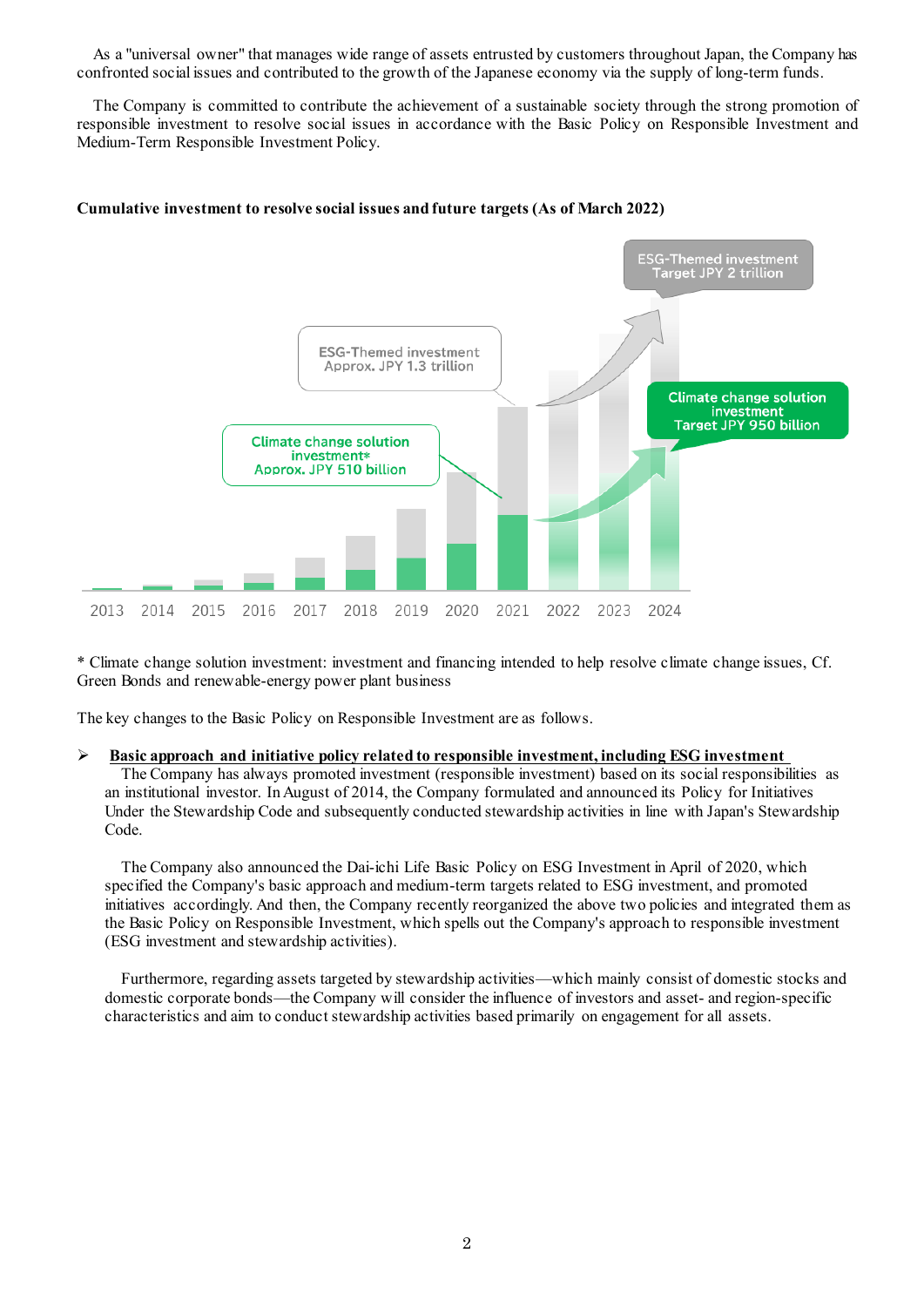As a "universal owner" that manages wide range of assets entrusted by customers throughout Japan, the Company has confronted social issues and contributed to the growth of the Japanese economy via the supply of long-term funds.

The Company is committed to contribute the achievement of a sustainable society through the strong promotion of responsible investment to resolve social issues in accordance with the Basic Policy on Responsible Investment and Medium-Term Responsible Investment Policy.

**Cumulative investment to resolve social issues and future targets (As of March 2022)**

ESG-Themed investment Target JPY 2 trillion

ESG-Themed investment Approx. JPY 1.3 trillion

Climate change solution investment Target JPY 950 billion

Climate change solution investment* Approx. JPY 510 billion

2013 2014 2015 2016 2017 2018 2019 2020 2021 2022 2023 2024

\* Climate change solution investment: investment and financing intended to help resolve climate change issues, Cf. Green Bonds and renewable-energy power plant business

The key changes to the Basic Policy on Responsible Investment are as follows.

- **<u>Basic approach and initiative policy related to responsible investment, including ESG investment</u>**

  The Company has always promoted investment (responsible investment) based on its social responsibilities as an institutional investor. In August of 2014, the Company formulated and announced its Policy for Initiatives Under the Stewardship Code and subsequently conducted stewardship activities in line with Japan's Stewardship Code.

  The Company also announced the Dai-ichi Life Basic Policy on ESG Investment in April of 2020, which specified the Company's basic approach and medium-term targets related to ESG investment, and promoted initiatives accordingly. And then, the Company recently reorganized the above two policies and integrated them as the Basic Policy on Responsible Investment, which spells out the Company's approach to responsible investment (ESG investment and stewardship activities).

  Furthermore, regarding assets targeted by stewardship activities—which mainly consist of domestic stocks and domestic corporate bonds—the Company will consider the influence of investors and asset- and region-specific characteristics and aim to conduct stewardship activities based primarily on engagement for all assets.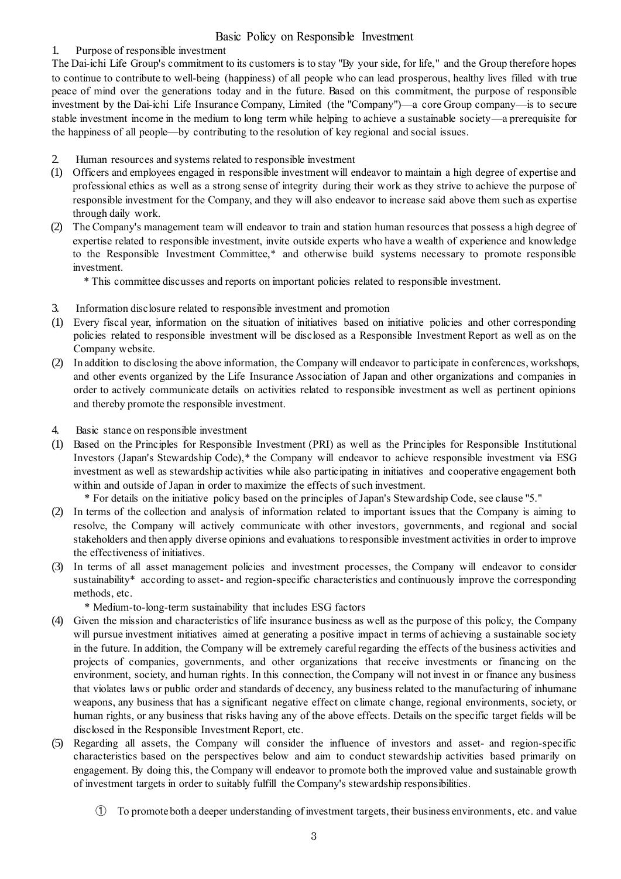# Basic Policy on Responsible Investment

## 1. Purpose of responsible investment

The Dai-ichi Life Group's commitment to its customers is to stay "By your side, for life," and the Group therefore hopes to continue to contribute to well-being (happiness) of all people who can lead prosperous, healthy lives filled with true peace of mind over the generations today and in the future. Based on this commitment, the purpose of responsible investment by the Dai-ichi Life Insurance Company, Limited (the "Company")—a core Group company—is to secure stable investment income in the medium to long term while helping to achieve a sustainable society—a prerequisite for the happiness of all people—by contributing to the resolution of key regional and social issues.

## 2. Human resources and systems related to responsible investment

(1) Officers and employees engaged in responsible investment will endeavor to maintain a high degree of expertise and professional ethics as well as a strong sense of integrity during their work as they strive to achieve the purpose of responsible investment for the Company, and they will also endeavor to increase said above them such as expertise through daily work.

(2) The Company's management team will endeavor to train and station human resources that possess a high degree of expertise related to responsible investment, invite outside experts who have a wealth of experience and knowledge to the Responsible Investment Committee,* and otherwise build systems necessary to promote responsible investment.

\* This committee discusses and reports on important policies related to responsible investment.

## 3. Information disclosure related to responsible investment and promotion

(1) Every fiscal year, information on the situation of initiatives based on initiative policies and other corresponding policies related to responsible investment will be disclosed as a Responsible Investment Report as well as on the Company website.

(2) In addition to disclosing the above information, the Company will endeavor to participate in conferences, workshops, and other events organized by the Life Insurance Association of Japan and other organizations and companies in order to actively communicate details on activities related to responsible investment as well as pertinent opinions and thereby promote the responsible investment.

## 4. Basic stance on responsible investment

(1) Based on the Principles for Responsible Investment (PRI) as well as the Principles for Responsible Institutional Investors (Japan's Stewardship Code),* the Company will endeavor to achieve responsible investment via ESG investment as well as stewardship activities while also participating in initiatives and cooperative engagement both within and outside of Japan in order to maximize the effects of such investment.

\* For details on the initiative policy based on the principles of Japan's Stewardship Code, see clause "5."

(2) In terms of the collection and analysis of information related to important issues that the Company is aiming to resolve, the Company will actively communicate with other investors, governments, and regional and social stakeholders and then apply diverse opinions and evaluations to responsible investment activities in order to improve the effectiveness of initiatives.

(3) In terms of all asset management policies and investment processes, the Company will endeavor to consider sustainability* according to asset- and region-specific characteristics and continuously improve the corresponding methods, etc.

\* Medium-to-long-term sustainability that includes ESG factors

(4) Given the mission and characteristics of life insurance business as well as the purpose of this policy, the Company will pursue investment initiatives aimed at generating a positive impact in terms of achieving a sustainable society in the future. In addition, the Company will be extremely careful regarding the effects of the business activities and projects of companies, governments, and other organizations that receive investments or financing on the environment, society, and human rights. In this connection, the Company will not invest in or finance any business that violates laws or public order and standards of decency, any business related to the manufacturing of inhumane weapons, any business that has a significant negative effect on climate change, regional environments, society, or human rights, or any business that risks having any of the above effects. Details on the specific target fields will be disclosed in the Responsible Investment Report, etc.

(5) Regarding all assets, the Company will consider the influence of investors and asset- and region-specific characteristics based on the perspectives below and aim to conduct stewardship activities based primarily on engagement. By doing this, the Company will endeavor to promote both the improved value and sustainable growth of investment targets in order to suitably fulfill the Company's stewardship responsibilities.

① To promote both a deeper understanding of investment targets, their business environments, etc. and value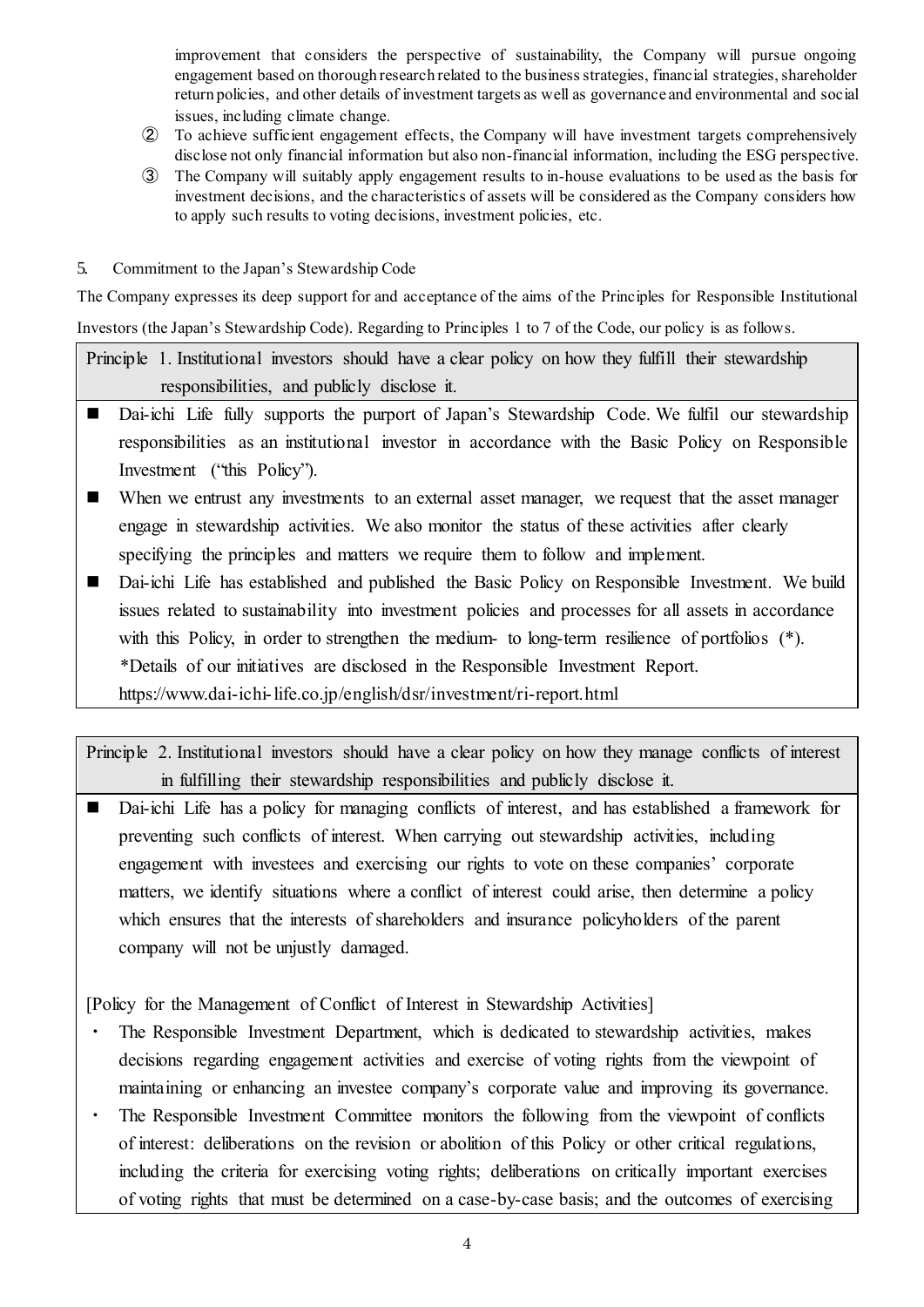improvement that considers the perspective of sustainability, the Company will pursue ongoing engagement based on thorough research related to the business strategies, financial strategies, shareholder return policies, and other details of investment targets as well as governance and environmental and social issues, including climate change.

② To achieve sufficient engagement effects, the Company will have investment targets comprehensively disclose not only financial information but also non-financial information, including the ESG perspective.

③ The Company will suitably apply engagement results to in-house evaluations to be used as the basis for investment decisions, and the characteristics of assets will be considered as the Company considers how to apply such results to voting decisions, investment policies, etc.

5. Commitment to the Japan's Stewardship Code

The Company expresses its deep support for and acceptance of the aims of the Principles for Responsible Institutional Investors (the Japan's Stewardship Code). Regarding to Principles 1 to 7 of the Code, our policy is as follows.

**Principle 1. Institutional investors should have a clear policy on how they fulfill their stewardship responsibilities, and publicly disclose it.**

- Dai-ichi Life fully supports the purport of Japan's Stewardship Code. We fulfil our stewardship responsibilities as an institutional investor in accordance with the Basic Policy on Responsible Investment ("this Policy").
- When we entrust any investments to an external asset manager, we request that the asset manager engage in stewardship activities. We also monitor the status of these activities after clearly specifying the principles and matters we require them to follow and implement.
- Dai-ichi Life has established and published the Basic Policy on Responsible Investment. We build issues related to sustainability into investment policies and processes for all assets in accordance with this Policy, in order to strengthen the medium- to long-term resilience of portfolios (*).
  *Details of our initiatives are disclosed in the Responsible Investment Report.
  https://www.dai-ichi-life.co.jp/english/dsr/investment/ri-report.html

**Principle 2. Institutional investors should have a clear policy on how they manage conflicts of interest in fulfilling their stewardship responsibilities and publicly disclose it.**

- Dai-ichi Life has a policy for managing conflicts of interest, and has established a framework for preventing such conflicts of interest. When carrying out stewardship activities, including engagement with investees and exercising our rights to vote on these companies' corporate matters, we identify situations where a conflict of interest could arise, then determine a policy which ensures that the interests of shareholders and insurance policyholders of the parent company will not be unjustly damaged.

[Policy for the Management of Conflict of Interest in Stewardship Activities]

- The Responsible Investment Department, which is dedicated to stewardship activities, makes decisions regarding engagement activities and exercise of voting rights from the viewpoint of maintaining or enhancing an investee company's corporate value and improving its governance.
- The Responsible Investment Committee monitors the following from the viewpoint of conflicts of interest: deliberations on the revision or abolition of this Policy or other critical regulations, including the criteria for exercising voting rights; deliberations on critically important exercises of voting rights that must be determined on a case-by-case basis; and the outcomes of exercising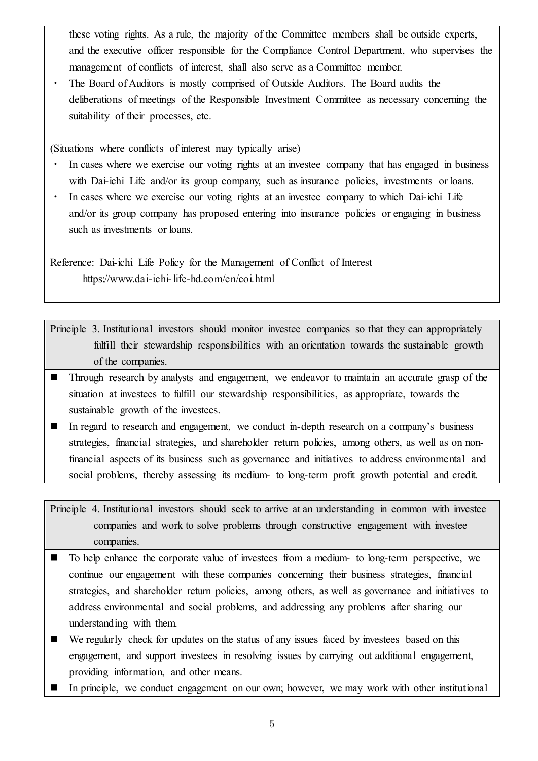these voting rights. As a rule, the majority of the Committee members shall be outside experts, and the executive officer responsible for the Compliance Control Department, who supervises the management of conflicts of interest, shall also serve as a Committee member.

- The Board of Auditors is mostly comprised of Outside Auditors. The Board audits the deliberations of meetings of the Responsible Investment Committee as necessary concerning the suitability of their processes, etc.

(Situations where conflicts of interest may typically arise)

- In cases where we exercise our voting rights at an investee company that has engaged in business with Dai-ichi Life and/or its group company, such as insurance policies, investments or loans.
- In cases where we exercise our voting rights at an investee company to which Dai-ichi Life and/or its group company has proposed entering into insurance policies or engaging in business such as investments or loans.

Reference: Dai-ichi Life Policy for the Management of Conflict of Interest
https://www.dai-ichi-life-hd.com/en/coi.html

**Principle 3. Institutional investors should monitor investee companies so that they can appropriately fulfill their stewardship responsibilities with an orientation towards the sustainable growth of the companies.**

- Through research by analysts and engagement, we endeavor to maintain an accurate grasp of the situation at investees to fulfill our stewardship responsibilities, as appropriate, towards the sustainable growth of the investees.
- In regard to research and engagement, we conduct in-depth research on a company's business strategies, financial strategies, and shareholder return policies, among others, as well as on non-financial aspects of its business such as governance and initiatives to address environmental and social problems, thereby assessing its medium- to long-term profit growth potential and credit.

**Principle 4. Institutional investors should seek to arrive at an understanding in common with investee companies and work to solve problems through constructive engagement with investee companies.**

- To help enhance the corporate value of investees from a medium- to long-term perspective, we continue our engagement with these companies concerning their business strategies, financial strategies, and shareholder return policies, among others, as well as governance and initiatives to address environmental and social problems, and addressing any problems after sharing our understanding with them.
- We regularly check for updates on the status of any issues faced by investees based on this engagement, and support investees in resolving issues by carrying out additional engagement, providing information, and other means.
- In principle, we conduct engagement on our own; however, we may work with other institutional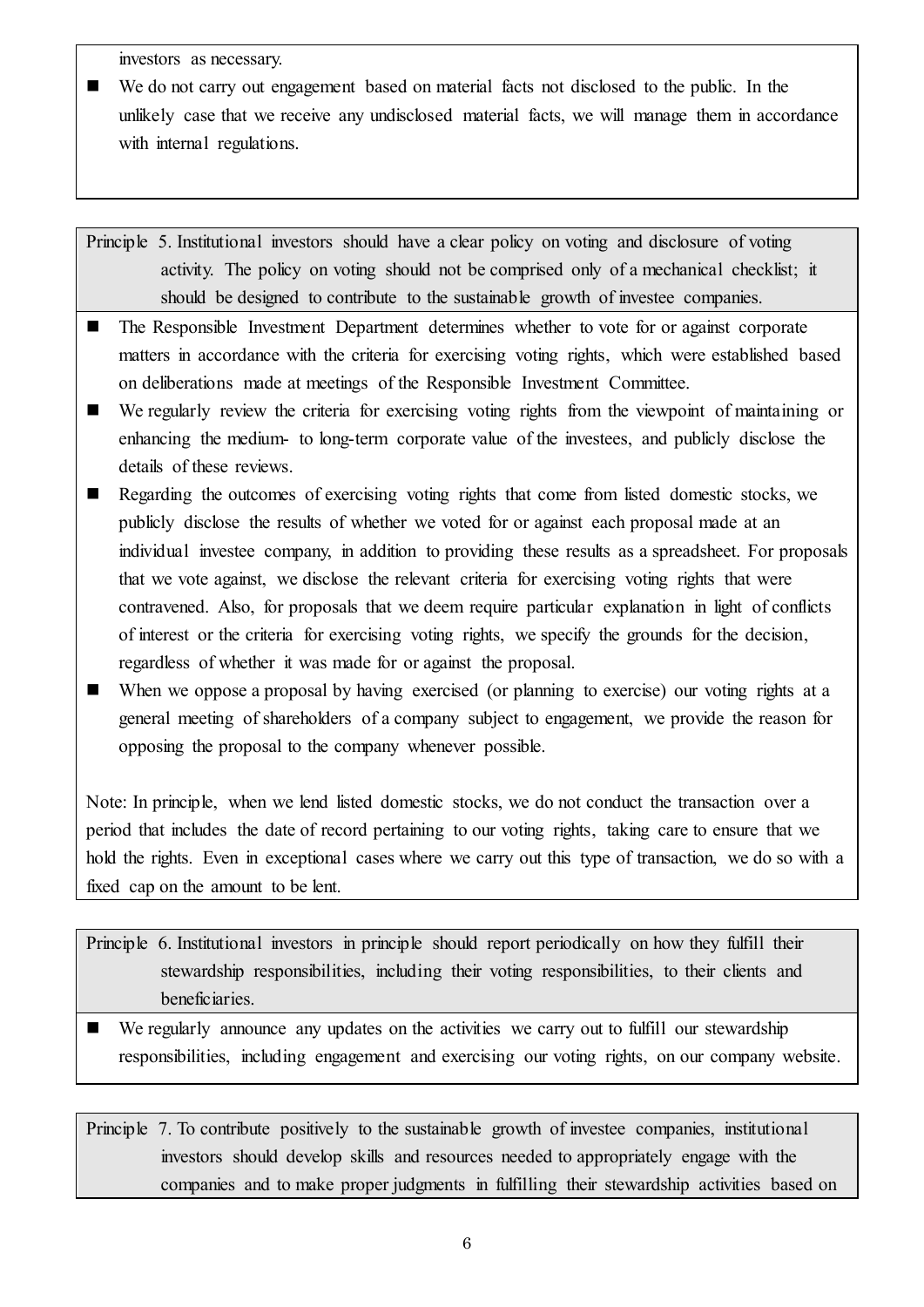investors as necessary.

- We do not carry out engagement based on material facts not disclosed to the public. In the unlikely case that we receive any undisclosed material facts, we will manage them in accordance with internal regulations.

**Principle 5. Institutional investors should have a clear policy on voting and disclosure of voting activity. The policy on voting should not be comprised only of a mechanical checklist; it should be designed to contribute to the sustainable growth of investee companies.**

- The Responsible Investment Department determines whether to vote for or against corporate matters in accordance with the criteria for exercising voting rights, which were established based on deliberations made at meetings of the Responsible Investment Committee.
- We regularly review the criteria for exercising voting rights from the viewpoint of maintaining or enhancing the medium- to long-term corporate value of the investees, and publicly disclose the details of these reviews.
- Regarding the outcomes of exercising voting rights that come from listed domestic stocks, we publicly disclose the results of whether we voted for or against each proposal made at an individual investee company, in addition to providing these results as a spreadsheet. For proposals that we vote against, we disclose the relevant criteria for exercising voting rights that were contravened. Also, for proposals that we deem require particular explanation in light of conflicts of interest or the criteria for exercising voting rights, we specify the grounds for the decision, regardless of whether it was made for or against the proposal.
- When we oppose a proposal by having exercised (or planning to exercise) our voting rights at a general meeting of shareholders of a company subject to engagement, we provide the reason for opposing the proposal to the company whenever possible.

Note: In principle, when we lend listed domestic stocks, we do not conduct the transaction over a period that includes the date of record pertaining to our voting rights, taking care to ensure that we hold the rights. Even in exceptional cases where we carry out this type of transaction, we do so with a fixed cap on the amount to be lent.

**Principle 6. Institutional investors in principle should report periodically on how they fulfill their stewardship responsibilities, including their voting responsibilities, to their clients and beneficiaries.**

- We regularly announce any updates on the activities we carry out to fulfill our stewardship responsibilities, including engagement and exercising our voting rights, on our company website.

**Principle 7. To contribute positively to the sustainable growth of investee companies, institutional investors should develop skills and resources needed to appropriately engage with the companies and to make proper judgments in fulfilling their stewardship activities based on**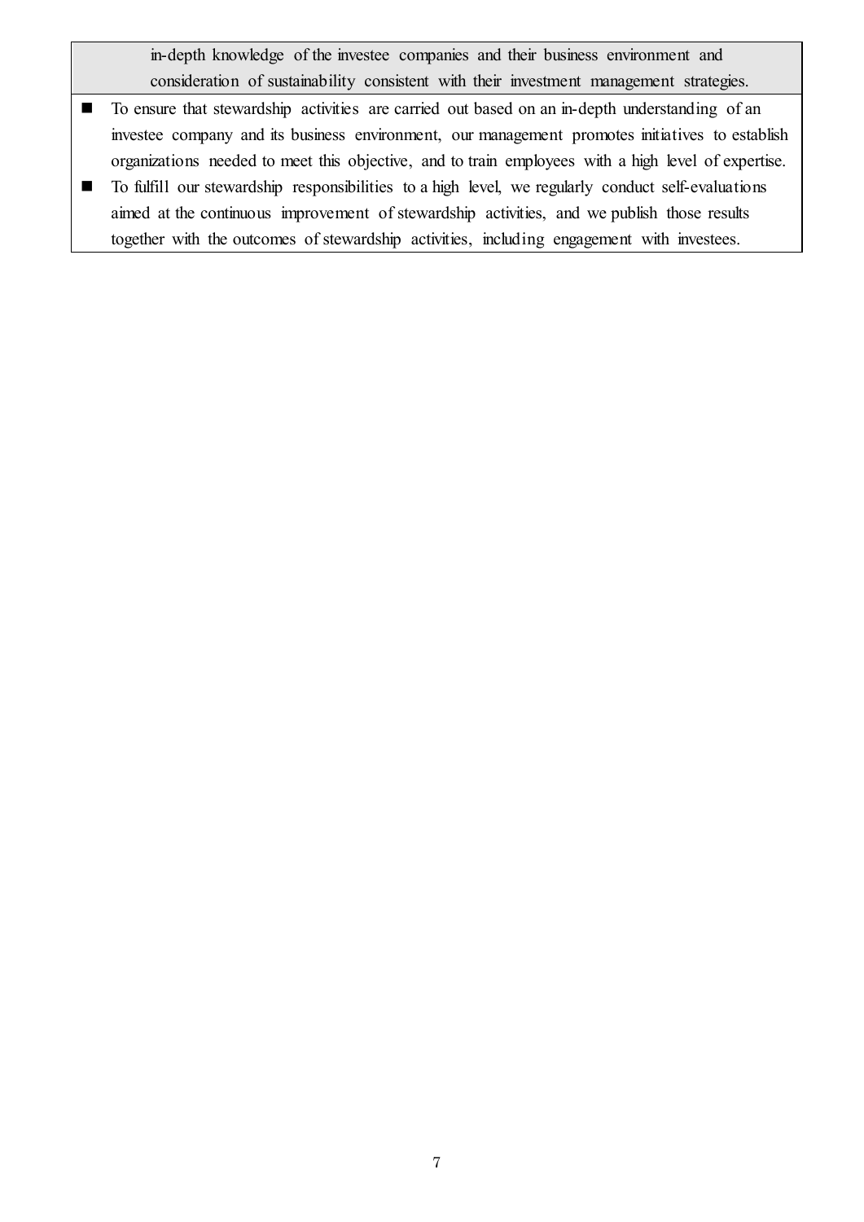in-depth knowledge of the investee companies and their business environment and consideration of sustainability consistent with their investment management strategies.

- To ensure that stewardship activities are carried out based on an in-depth understanding of an investee company and its business environment, our management promotes initiatives to establish organizations needed to meet this objective, and to train employees with a high level of expertise.
- To fulfill our stewardship responsibilities to a high level, we regularly conduct self-evaluations aimed at the continuous improvement of stewardship activities, and we publish those results together with the outcomes of stewardship activities, including engagement with investees.